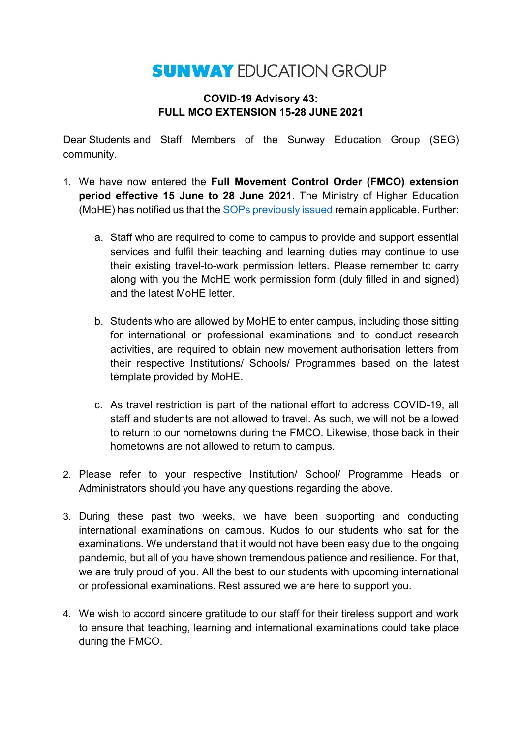# SUNWAY EDUCATION GROUP

## COVID-19 Advisory 43: FULL MCO EXTENSION 15-28 JUNE 2021

Dear Students and Staff Members of the Sunway Education Group (SEG) community.

1. We have now entered the **Full Movement Control Order (FMCO) extension period effective 15 June to 28 June 2021**. The Ministry of Higher Education (MoHE) has notified us that the SOPs previously issued remain applicable. Further:

    a. Staff who are required to come to campus to provide and support essential services and fulfil their teaching and learning duties may continue to use their existing travel-to-work permission letters. Please remember to carry along with you the MoHE work permission form (duly filled in and signed) and the latest MoHE letter.

    b. Students who are allowed by MoHE to enter campus, including those sitting for international or professional examinations and to conduct research activities, are required to obtain new movement authorisation letters from their respective Institutions/ Schools/ Programmes based on the latest template provided by MoHE.

    c. As travel restriction is part of the national effort to address COVID-19, all staff and students are not allowed to travel. As such, we will not be allowed to return to our hometowns during the FMCO. Likewise, those back in their hometowns are not allowed to return to campus.

2. Please refer to your respective Institution/ School/ Programme Heads or Administrators should you have any questions regarding the above.

3. During these past two weeks, we have been supporting and conducting international examinations on campus. Kudos to our students who sat for the examinations. We understand that it would not have been easy due to the ongoing pandemic, but all of you have shown tremendous patience and resilience. For that, we are truly proud of you. All the best to our students with upcoming international or professional examinations. Rest assured we are here to support you.

4. We wish to accord sincere gratitude to our staff for their tireless support and work to ensure that teaching, learning and international examinations could take place during the FMCO.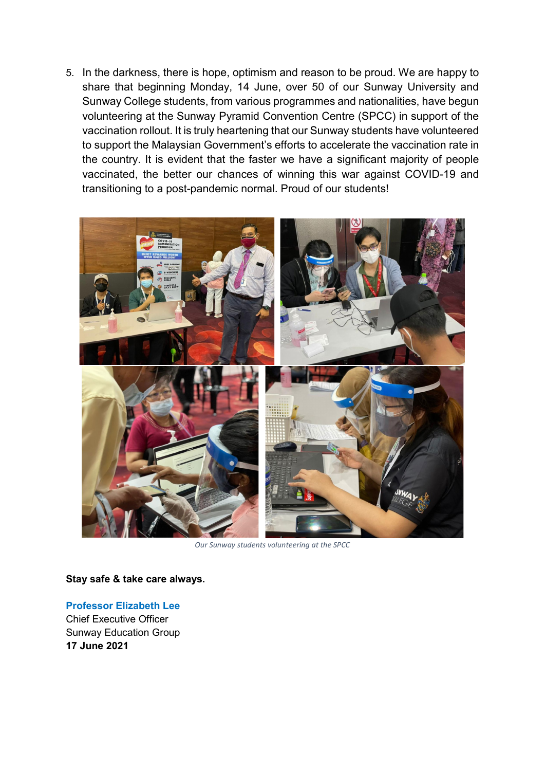5. In the darkness, there is hope, optimism and reason to be proud. We are happy to share that beginning Monday, 14 June, over 50 of our Sunway University and Sunway College students, from various programmes and nationalities, have begun volunteering at the Sunway Pyramid Convention Centre (SPCC) in support of the vaccination rollout. It is truly heartening that our Sunway students have volunteered to support the Malaysian Government's efforts to accelerate the vaccination rate in the country. It is evident that the faster we have a significant majority of people vaccinated, the better our chances of winning this war against COVID-19 and transitioning to a post-pandemic normal. Proud of our students!

*Our Sunway students volunteering at the SPCC*

**Stay safe & take care always.**

**Professor Elizabeth Lee**
Chief Executive Officer
Sunway Education Group
**17 June 2021**